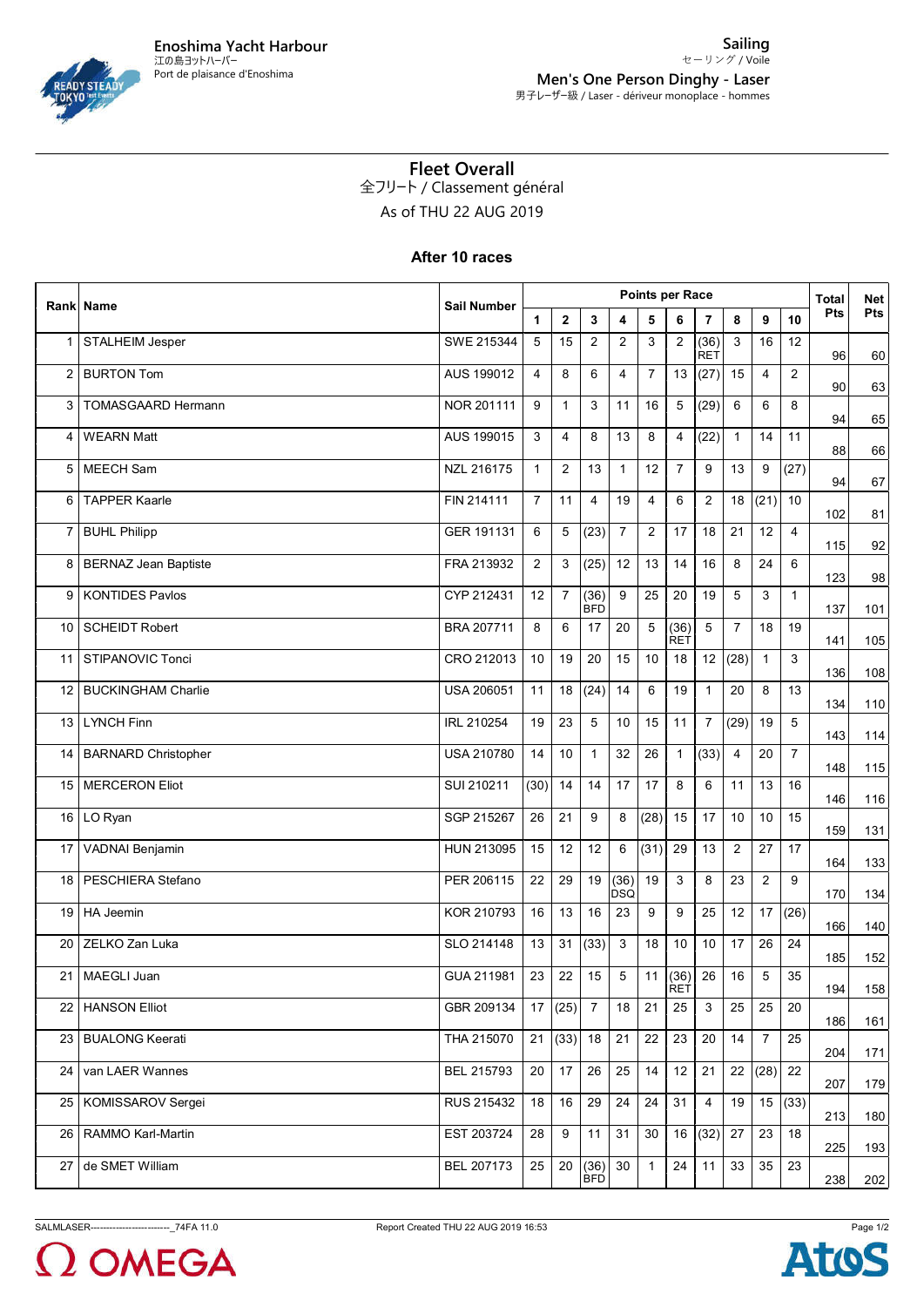Enoshima Yacht Harbour
江の島ヨットハーバー
Port de plaisance d'Enoshima

Sailing
セーリング / Voile

**Men's One Person Dinghy - Laser**
男子レーザー級 / Laser - dériveur monoplace - hommes

# Fleet Overall

全フリート / Classement général

As of THU 22 AUG 2019

### After 10 races

| Rank | Name | Sail Number | Points per Race | | | | | | | | | | Total Pts | Net Pts |
|---|---|---|---|---|---|---|---|---|---|---|---|---|---|---|
| | | | 1 | 2 | 3 | 4 | 5 | 6 | 7 | 8 | 9 | 10 | | |
| 1 | STALHEIM Jesper | SWE 215344 | 5 | 15 | 2 | 2 | 3 | 2 | (36) RET | 3 | 16 | 12 | 96 | 60 |
| 2 | BURTON Tom | AUS 199012 | 4 | 8 | 6 | 4 | 7 | 13 | (27) | 15 | 4 | 2 | 90 | 63 |
| 3 | TOMASGAARD Hermann | NOR 201111 | 9 | 1 | 3 | 11 | 16 | 5 | (29) | 6 | 6 | 8 | 94 | 65 |
| 4 | WEARN Matt | AUS 199015 | 3 | 4 | 8 | 13 | 8 | 4 | (22) | 1 | 14 | 11 | 88 | 66 |
| 5 | MEECH Sam | NZL 216175 | 1 | 2 | 13 | 1 | 12 | 7 | 9 | 13 | 9 | (27) | 94 | 67 |
| 6 | TAPPER Kaarle | FIN 214111 | 7 | 11 | 4 | 19 | 4 | 6 | 2 | 18 | (21) | 10 | 102 | 81 |
| 7 | BUHL Philipp | GER 191131 | 6 | 5 | (23) | 7 | 2 | 17 | 18 | 21 | 12 | 4 | 115 | 92 |
| 8 | BERNAZ Jean Baptiste | FRA 213932 | 2 | 3 | (25) | 12 | 13 | 14 | 16 | 8 | 24 | 6 | 123 | 98 |
| 9 | KONTIDES Pavlos | CYP 212431 | 12 | 7 | (36) BFD | 9 | 25 | 20 | 19 | 5 | 3 | 1 | 137 | 101 |
| 10 | SCHEIDT Robert | BRA 207711 | 8 | 6 | 17 | 20 | 5 | (36) RET | 5 | 7 | 18 | 19 | 141 | 105 |
| 11 | STIPANOVIC Tonci | CRO 212013 | 10 | 19 | 20 | 15 | 10 | 18 | 12 | (28) | 1 | 3 | 136 | 108 |
| 12 | BUCKINGHAM Charlie | USA 206051 | 11 | 18 | (24) | 14 | 6 | 19 | 1 | 20 | 8 | 13 | 134 | 110 |
| 13 | LYNCH Finn | IRL 210254 | 19 | 23 | 5 | 10 | 15 | 11 | 7 | (29) | 19 | 5 | 143 | 114 |
| 14 | BARNARD Christopher | USA 210780 | 14 | 10 | 1 | 32 | 26 | 1 | (33) | 4 | 20 | 7 | 148 | 115 |
| 15 | MERCERON Eliot | SUI 210211 | (30) | 14 | 14 | 17 | 17 | 8 | 6 | 11 | 13 | 16 | 146 | 116 |
| 16 | LO Ryan | SGP 215267 | 26 | 21 | 9 | 8 | (28) | 15 | 17 | 10 | 10 | 15 | 159 | 131 |
| 17 | VADNAI Benjamin | HUN 213095 | 15 | 12 | 12 | 6 | (31) | 29 | 13 | 2 | 27 | 17 | 164 | 133 |
| 18 | PESCHIERA Stefano | PER 206115 | 22 | 29 | 19 | (36) DSQ | 19 | 3 | 8 | 23 | 2 | 9 | 170 | 134 |
| 19 | HA Jeemin | KOR 210793 | 16 | 13 | 16 | 23 | 9 | 9 | 25 | 12 | 17 | (26) | 166 | 140 |
| 20 | ZELKO Zan Luka | SLO 214148 | 13 | 31 | (33) | 3 | 18 | 10 | 10 | 17 | 26 | 24 | 185 | 152 |
| 21 | MAEGLI Juan | GUA 211981 | 23 | 22 | 15 | 5 | 11 | (36) RET | 26 | 16 | 5 | 35 | 194 | 158 |
| 22 | HANSON Elliot | GBR 209134 | 17 | (25) | 7 | 18 | 21 | 25 | 3 | 25 | 25 | 20 | 186 | 161 |
| 23 | BUALONG Keerati | THA 215070 | 21 | (33) | 18 | 21 | 22 | 23 | 20 | 14 | 7 | 25 | 204 | 171 |
| 24 | van LAER Wannes | BEL 215793 | 20 | 17 | 26 | 25 | 14 | 12 | 21 | 22 | (28) | 22 | 207 | 179 |
| 25 | KOMISSAROV Sergei | RUS 215432 | 18 | 16 | 29 | 24 | 24 | 31 | 4 | 19 | 15 | (33) | 213 | 180 |
| 26 | RAMMO Karl-Martin | EST 203724 | 28 | 9 | 11 | 31 | 30 | 16 | (32) | 27 | 23 | 18 | 225 | 193 |
| 27 | de SMET William | BEL 207173 | 25 | 20 | (36) BFD | 30 | 1 | 24 | 11 | 33 | 35 | 23 | 238 | 202 |

SALMLASER--------------------------_74FA 11.0 Report Created THU 22 AUG 2019 16:53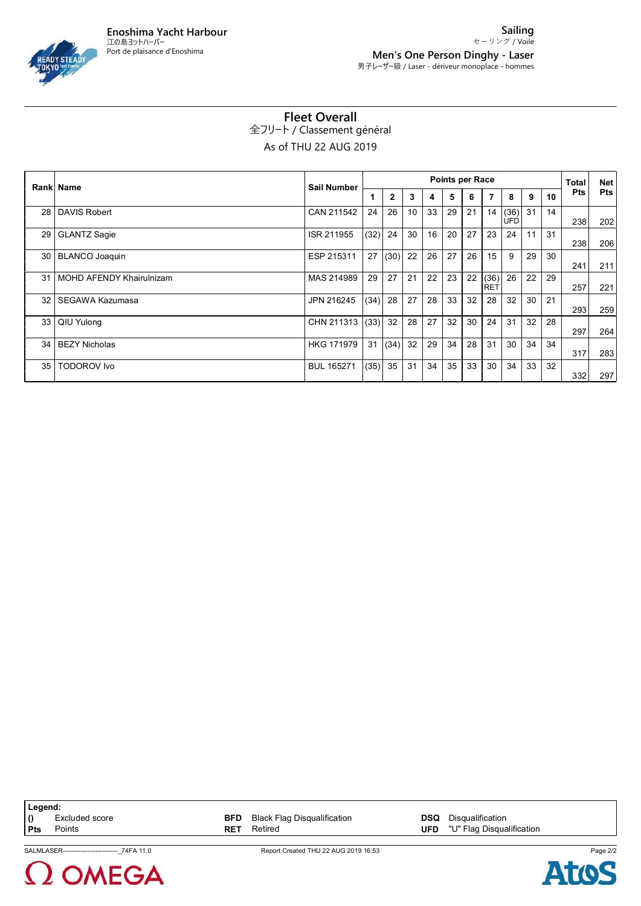Enoshima Yacht Harbour
江の島ヨットハーバー
Port de plaisance d'Enoshima

Sailing
セーリング / Voile

Men's One Person Dinghy - Laser
男子レーザー級 / Laser - dériveur monoplace - hommes

## Fleet Overall

全フリート / Classement général

As of THU 22 AUG 2019

| Rank | Name | Sail Number | Points per Race | | | | | | | | | | Total Pts | Net Pts |
|---|---|---|---|---|---|---|---|---|---|---|---|---|---|---|
| | | | 1 | 2 | 3 | 4 | 5 | 6 | 7 | 8 | 9 | 10 | | |
| 28 | DAVIS Robert | CAN 211542 | 24 | 26 | 10 | 33 | 29 | 21 | 14 | (36) UFD | 31 | 14 | 238 | 202 |
| 29 | GLANTZ Sagie | ISR 211955 | (32) | 24 | 30 | 16 | 20 | 27 | 23 | 24 | 11 | 31 | 238 | 206 |
| 30 | BLANCO Joaquin | ESP 215311 | 27 | (30) | 22 | 26 | 27 | 26 | 15 | 9 | 29 | 30 | 241 | 211 |
| 31 | MOHD AFENDY Khairulnizam | MAS 214989 | 29 | 27 | 21 | 22 | 23 | 22 | (36) RET | 26 | 22 | 29 | 257 | 221 |
| 32 | SEGAWA Kazumasa | JPN 216245 | (34) | 28 | 27 | 28 | 33 | 32 | 28 | 32 | 30 | 21 | 293 | 259 |
| 33 | QIU Yulong | CHN 211313 | (33) | 32 | 28 | 27 | 32 | 30 | 24 | 31 | 32 | 28 | 297 | 264 |
| 34 | BEZY Nicholas | HKG 171979 | 31 | (34) | 32 | 29 | 34 | 28 | 31 | 30 | 34 | 34 | 317 | 283 |
| 35 | TODOROV Ivo | BUL 165271 | (35) | 35 | 31 | 34 | 35 | 33 | 30 | 34 | 33 | 32 | 332 | 297 |

**Legend:**

| | | | | | |
|---|---|---|---|---|---|
| () | Excluded score | BFD | Black Flag Disqualification | DSQ | Disqualification |
| Pts | Points | RET | Retired | UFD | "U" Flag Disqualification |

SALMLASER--------------------------_74FA 11.0

Report Created THU 22 AUG 2019 16:53